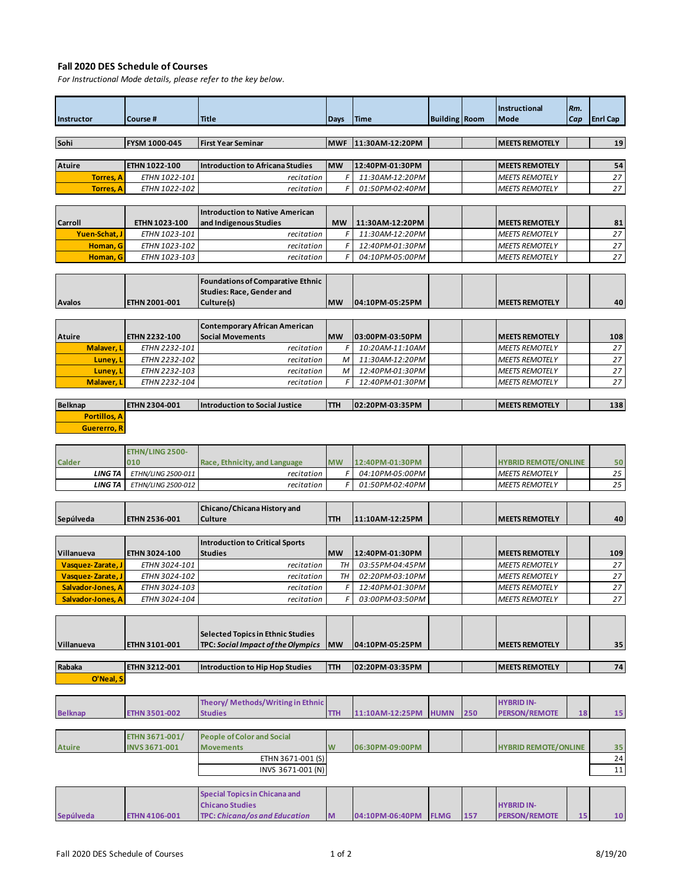## Fall 2020 DES Schedule of Courses

*For Instructional Mode details, please refer to the key below.*

| Instructor | Course # | Title | Days | Time | Building | Room | Instructional Mode | Rm. Cap | Enrl Cap |
|---|---|---|---|---|---|---|---|---|---|
| Sohi | FYSM 1000-045 | First Year Seminar | MWF | 11:30AM-12:20PM | | | MEETS REMOTELY | | 19 |
| Atuire | ETHN 1022-100 | Introduction to Africana Studies | MW | 12:40PM-01:30PM | | | MEETS REMOTELY | | 54 |
| Torres, A | ETHN 1022-101 | recitation | F | 11:30AM-12:20PM | | | MEETS REMOTELY | | 27 |
| Torres, A | ETHN 1022-102 | recitation | F | 01:50PM-02:40PM | | | MEETS REMOTELY | | 27 |
| Carroll | ETHN 1023-100 | Introduction to Native American and Indigenous Studies | MW | 11:30AM-12:20PM | | | MEETS REMOTELY | | 81 |
| Yuen-Schat, J | ETHN 1023-101 | recitation | F | 11:30AM-12:20PM | | | MEETS REMOTELY | | 27 |
| Homan, G | ETHN 1023-102 | recitation | F | 12:40PM-01:30PM | | | MEETS REMOTELY | | 27 |
| Homan, G | ETHN 1023-103 | recitation | F | 04:10PM-05:00PM | | | MEETS REMOTELY | | 27 |
| Avalos | ETHN 2001-001 | Foundations of Comparative Ethnic Studies: Race, Gender and Culture(s) | MW | 04:10PM-05:25PM | | | MEETS REMOTELY | | 40 |
| Atuire | ETHN 2232-100 | Contemporary African American Social Movements | MW | 03:00PM-03:50PM | | | MEETS REMOTELY | | 108 |
| Malaver, L | ETHN 2232-101 | recitation | F | 10:20AM-11:10AM | | | MEETS REMOTELY | | 27 |
| Luney, L | ETHN 2232-102 | recitation | M | 11:30AM-12:20PM | | | MEETS REMOTELY | | 27 |
| Luney, L | ETHN 2232-103 | recitation | M | 12:40PM-01:30PM | | | MEETS REMOTELY | | 27 |
| Malaver, L | ETHN 2232-104 | recitation | F | 12:40PM-01:30PM | | | MEETS REMOTELY | | 27 |
| Belknap | ETHN 2304-001 | Introduction to Social Justice | TTH | 02:20PM-03:35PM | | | MEETS REMOTELY | | 138 |
| Portillos, A | | | | | | | | | |
| Guererro, R | | | | | | | | | |
| Calder | ETHN/LING 2500-010 | Race, Ethnicity, and Language | MW | 12:40PM-01:30PM | | | HYBRID REMOTE/ONLINE | | 50 |
| LING TA | ETHN/LING 2500-011 | recitation | F | 04:10PM-05:00PM | | | MEETS REMOTELY | | 25 |
| LING TA | ETHN/LING 2500-012 | recitation | F | 01:50PM-02:40PM | | | MEETS REMOTELY | | 25 |
| Sepúlveda | ETHN 2536-001 | Chicano/Chicana History and Culture | TTH | 11:10AM-12:25PM | | | MEETS REMOTELY | | 40 |
| Villanueva | ETHN 3024-100 | Introduction to Critical Sports Studies | MW | 12:40PM-01:30PM | | | MEETS REMOTELY | | 109 |
| Vasquez-Zarate, J | ETHN 3024-101 | recitation | TH | 03:55PM-04:45PM | | | MEETS REMOTELY | | 27 |
| Vasquez-Zarate, J | ETHN 3024-102 | recitation | TH | 02:20PM-03:10PM | | | MEETS REMOTELY | | 27 |
| Salvador-Jones, A | ETHN 3024-103 | recitation | F | 12:40PM-01:30PM | | | MEETS REMOTELY | | 27 |
| Salvador-Jones, A | ETHN 3024-104 | recitation | F | 03:00PM-03:50PM | | | MEETS REMOTELY | | 27 |
| Villanueva | ETHN 3101-001 | Selected Topics in Ethnic Studies TPC: *Social Impact of the Olympics* | MW | 04:10PM-05:25PM | | | MEETS REMOTELY | | 35 |
| Rabaka | ETHN 3212-001 | Introduction to Hip Hop Studies | TTH | 02:20PM-03:35PM | | | MEETS REMOTELY | | 74 |
| O'Neal, S | | | | | | | | | |
| Belknap | ETHN 3501-002 | Theory/ Methods/Writing in Ethnic Studies | TTH | 11:10AM-12:25PM | HUMN | 250 | HYBRID IN-PERSON/REMOTE | 18 | 15 |
| Atuire | ETHN 3671-001/ INVS 3671-001 | People of Color and Social Movements | W | 06:30PM-09:00PM | | | HYBRID REMOTE/ONLINE | | 35 |
| | | ETHN 3671-001 (S) | | | | | | | 24 |
| | | INVS 3671-001 (N) | | | | | | | 11 |
| Sepúlveda | ETHN 4106-001 | Special Topics in Chicana and Chicano Studies TPC: *Chicana/os and Education* | M | 04:10PM-06:40PM | FLMG | 157 | HYBRID IN-PERSON/REMOTE | 15 | 10 |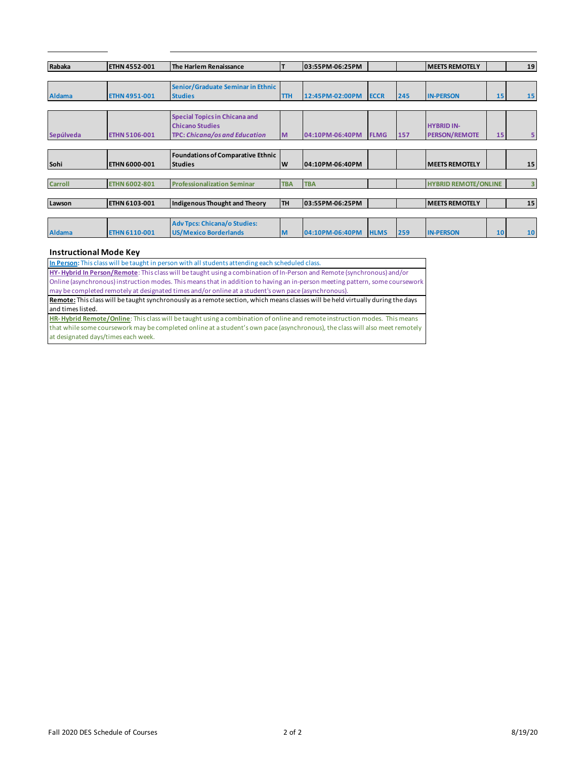| | | | | | | | | | |
|---|---|---|---|---|---|---|---|---|---|
| Rabaka | ETHN 4552-001 | The Harlem Renaissance | T | 03:55PM-06:25PM | | | MEETS REMOTELY | | 19 |
| Aldama | ETHN 4951-001 | Senior/Graduate Seminar in Ethnic Studies | TTH | 12:45PM-02:00PM | ECCR | 245 | IN-PERSON | 15 | 15 |
| Sepúlveda | ETHN 5106-001 | Special Topics in Chicana and Chicano Studies TPC: *Chicana/os and Education* | M | 04:10PM-06:40PM | FLMG | 157 | HYBRID IN-PERSON/REMOTE | 15 | 5 |
| Sohi | ETHN 6000-001 | Foundations of Comparative Ethnic Studies | W | 04:10PM-06:40PM | | | MEETS REMOTELY | | 15 |
| Carroll | ETHN 6002-801 | Professionalization Seminar | TBA | TBA | | | HYBRID REMOTE/ONLINE | | 3 |
| Lawson | ETHN 6103-001 | Indigenous Thought and Theory | TH | 03:55PM-06:25PM | | | MEETS REMOTELY | | 15 |
| Aldama | ETHN 6110-001 | Adv Tpcs: Chicana/o Studies: US/Mexico Borderlands | M | 04:10PM-06:40PM | HLMS | 259 | IN-PERSON | 10 | 10 |

## Instructional Mode Key

**In Person:** This class will be taught in person with all students attending each scheduled class.

**HY- Hybrid In Person/Remote**: This class will be taught using a combination of In-Person and Remote (synchronous) and/or Online (asynchronous) instruction modes. This means that in addition to having an in-person meeting pattern, some coursework may be completed remotely at designated times and/or online at a student's own pace (asynchronous).

**Remote:** This class will be taught synchronously as a remote section, which means classes will be held virtually during the days and times listed.

**HR- Hybrid Remote/Online**: This class will be taught using a combination of online and remote instruction modes. This means that while some coursework may be completed online at a student's own pace (asynchronous), the class will also meet remotely at designated days/times each week.